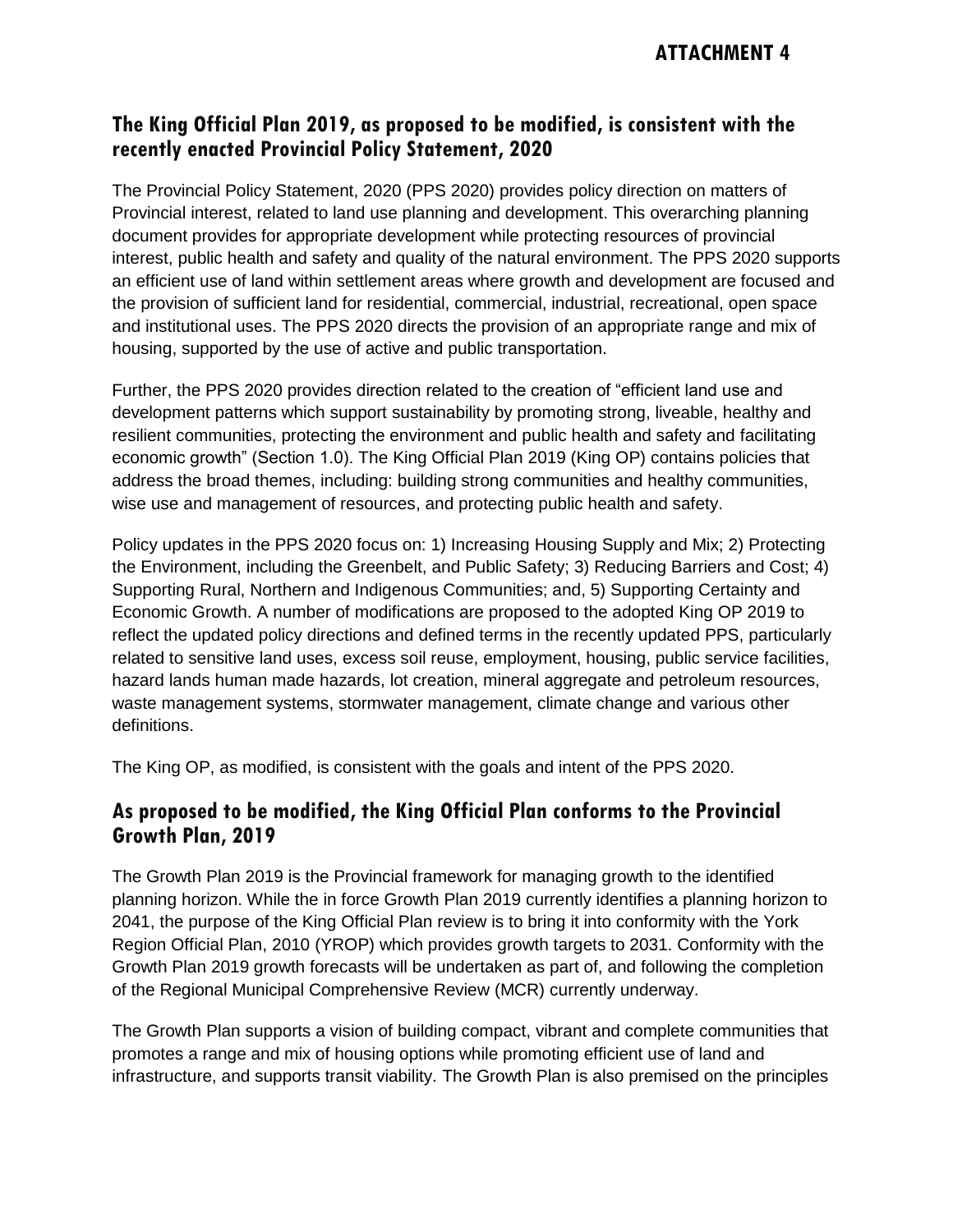**ATTACHMENT 4**

## The King Official Plan 2019, as proposed to be modified, is consistent with the recently enacted Provincial Policy Statement, 2020

The Provincial Policy Statement, 2020 (PPS 2020) provides policy direction on matters of Provincial interest, related to land use planning and development. This overarching planning document provides for appropriate development while protecting resources of provincial interest, public health and safety and quality of the natural environment. The PPS 2020 supports an efficient use of land within settlement areas where growth and development are focused and the provision of sufficient land for residential, commercial, industrial, recreational, open space and institutional uses. The PPS 2020 directs the provision of an appropriate range and mix of housing, supported by the use of active and public transportation.

Further, the PPS 2020 provides direction related to the creation of "efficient land use and development patterns which support sustainability by promoting strong, liveable, healthy and resilient communities, protecting the environment and public health and safety and facilitating economic growth" (Section 1.0). The King Official Plan 2019 (King OP) contains policies that address the broad themes, including: building strong communities and healthy communities, wise use and management of resources, and protecting public health and safety.

Policy updates in the PPS 2020 focus on: 1) Increasing Housing Supply and Mix; 2) Protecting the Environment, including the Greenbelt, and Public Safety; 3) Reducing Barriers and Cost; 4) Supporting Rural, Northern and Indigenous Communities; and, 5) Supporting Certainty and Economic Growth. A number of modifications are proposed to the adopted King OP 2019 to reflect the updated policy directions and defined terms in the recently updated PPS, particularly related to sensitive land uses, excess soil reuse, employment, housing, public service facilities, hazard lands human made hazards, lot creation, mineral aggregate and petroleum resources, waste management systems, stormwater management, climate change and various other definitions.

The King OP, as modified, is consistent with the goals and intent of the PPS 2020.

## As proposed to be modified, the King Official Plan conforms to the Provincial Growth Plan, 2019

The Growth Plan 2019 is the Provincial framework for managing growth to the identified planning horizon. While the in force Growth Plan 2019 currently identifies a planning horizon to 2041, the purpose of the King Official Plan review is to bring it into conformity with the York Region Official Plan, 2010 (YROP) which provides growth targets to 2031. Conformity with the Growth Plan 2019 growth forecasts will be undertaken as part of, and following the completion of the Regional Municipal Comprehensive Review (MCR) currently underway.

The Growth Plan supports a vision of building compact, vibrant and complete communities that promotes a range and mix of housing options while promoting efficient use of land and infrastructure, and supports transit viability. The Growth Plan is also premised on the principles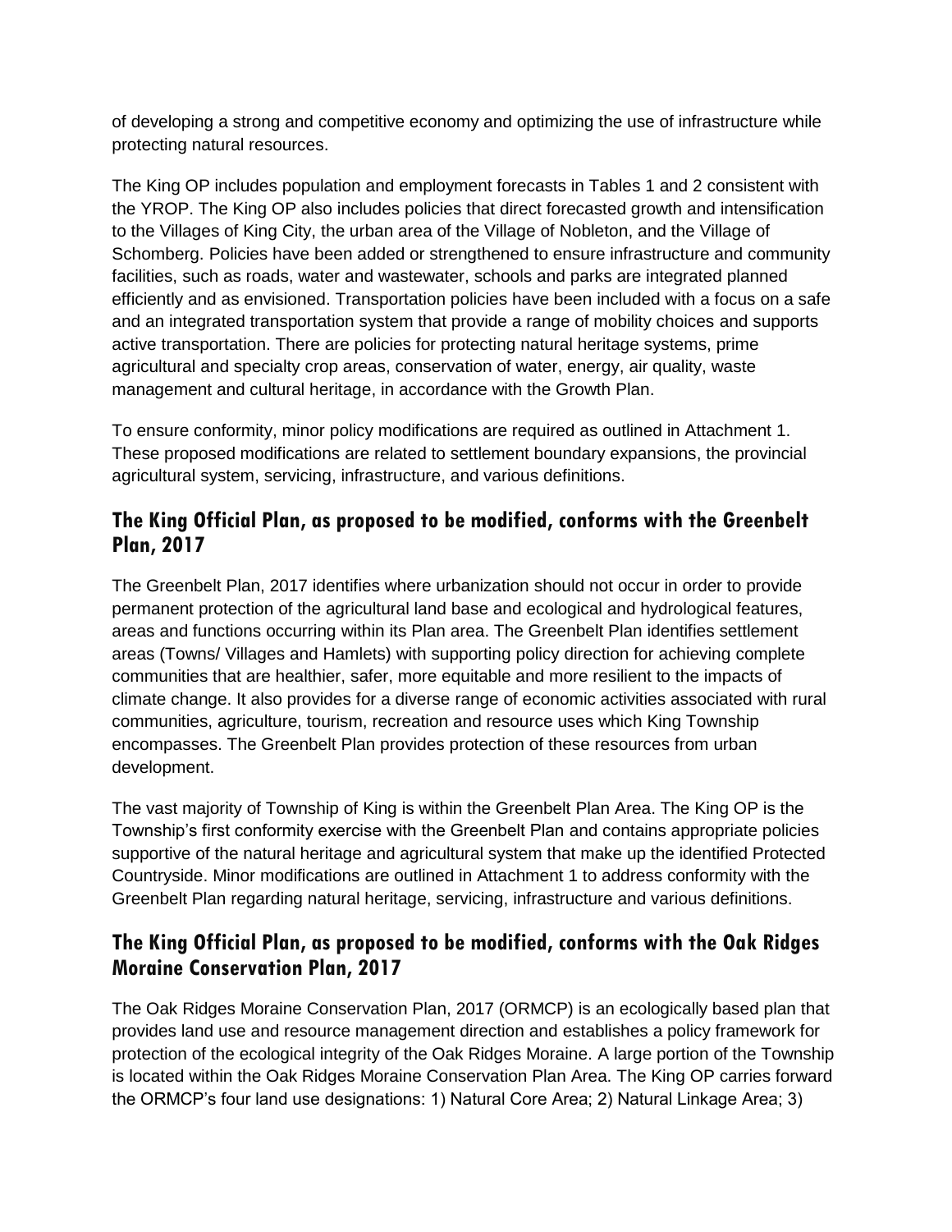of developing a strong and competitive economy and optimizing the use of infrastructure while protecting natural resources.

The King OP includes population and employment forecasts in Tables 1 and 2 consistent with the YROP. The King OP also includes policies that direct forecasted growth and intensification to the Villages of King City, the urban area of the Village of Nobleton, and the Village of Schomberg. Policies have been added or strengthened to ensure infrastructure and community facilities, such as roads, water and wastewater, schools and parks are integrated planned efficiently and as envisioned. Transportation policies have been included with a focus on a safe and an integrated transportation system that provide a range of mobility choices and supports active transportation. There are policies for protecting natural heritage systems, prime agricultural and specialty crop areas, conservation of water, energy, air quality, waste management and cultural heritage, in accordance with the Growth Plan.

To ensure conformity, minor policy modifications are required as outlined in Attachment 1. These proposed modifications are related to settlement boundary expansions, the provincial agricultural system, servicing, infrastructure, and various definitions.

## The King Official Plan, as proposed to be modified, conforms with the Greenbelt Plan, 2017

The Greenbelt Plan, 2017 identifies where urbanization should not occur in order to provide permanent protection of the agricultural land base and ecological and hydrological features, areas and functions occurring within its Plan area. The Greenbelt Plan identifies settlement areas (Towns/ Villages and Hamlets) with supporting policy direction for achieving complete communities that are healthier, safer, more equitable and more resilient to the impacts of climate change. It also provides for a diverse range of economic activities associated with rural communities, agriculture, tourism, recreation and resource uses which King Township encompasses. The Greenbelt Plan provides protection of these resources from urban development.

The vast majority of Township of King is within the Greenbelt Plan Area. The King OP is the Township's first conformity exercise with the Greenbelt Plan and contains appropriate policies supportive of the natural heritage and agricultural system that make up the identified Protected Countryside. Minor modifications are outlined in Attachment 1 to address conformity with the Greenbelt Plan regarding natural heritage, servicing, infrastructure and various definitions.

## The King Official Plan, as proposed to be modified, conforms with the Oak Ridges Moraine Conservation Plan, 2017

The Oak Ridges Moraine Conservation Plan, 2017 (ORMCP) is an ecologically based plan that provides land use and resource management direction and establishes a policy framework for protection of the ecological integrity of the Oak Ridges Moraine. A large portion of the Township is located within the Oak Ridges Moraine Conservation Plan Area. The King OP carries forward the ORMCP's four land use designations: 1) Natural Core Area; 2) Natural Linkage Area; 3)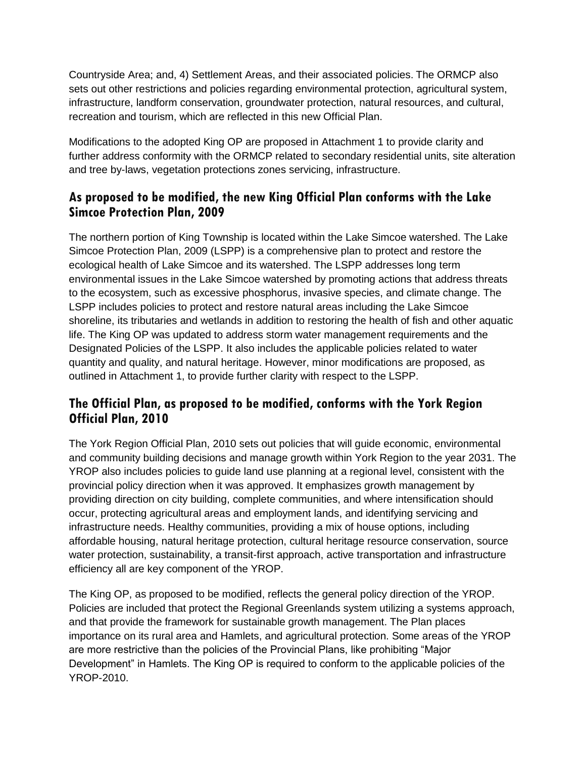Countryside Area; and, 4) Settlement Areas, and their associated policies. The ORMCP also sets out other restrictions and policies regarding environmental protection, agricultural system, infrastructure, landform conservation, groundwater protection, natural resources, and cultural, recreation and tourism, which are reflected in this new Official Plan.

Modifications to the adopted King OP are proposed in Attachment 1 to provide clarity and further address conformity with the ORMCP related to secondary residential units, site alteration and tree by-laws, vegetation protections zones servicing, infrastructure.

## As proposed to be modified, the new King Official Plan conforms with the Lake Simcoe Protection Plan, 2009

The northern portion of King Township is located within the Lake Simcoe watershed. The Lake Simcoe Protection Plan, 2009 (LSPP) is a comprehensive plan to protect and restore the ecological health of Lake Simcoe and its watershed. The LSPP addresses long term environmental issues in the Lake Simcoe watershed by promoting actions that address threats to the ecosystem, such as excessive phosphorus, invasive species, and climate change. The LSPP includes policies to protect and restore natural areas including the Lake Simcoe shoreline, its tributaries and wetlands in addition to restoring the health of fish and other aquatic life. The King OP was updated to address storm water management requirements and the Designated Policies of the LSPP. It also includes the applicable policies related to water quantity and quality, and natural heritage. However, minor modifications are proposed, as outlined in Attachment 1, to provide further clarity with respect to the LSPP.

## The Official Plan, as proposed to be modified, conforms with the York Region Official Plan, 2010

The York Region Official Plan, 2010 sets out policies that will guide economic, environmental and community building decisions and manage growth within York Region to the year 2031. The YROP also includes policies to guide land use planning at a regional level, consistent with the provincial policy direction when it was approved. It emphasizes growth management by providing direction on city building, complete communities, and where intensification should occur, protecting agricultural areas and employment lands, and identifying servicing and infrastructure needs. Healthy communities, providing a mix of house options, including affordable housing, natural heritage protection, cultural heritage resource conservation, source water protection, sustainability, a transit-first approach, active transportation and infrastructure efficiency all are key component of the YROP.

The King OP, as proposed to be modified, reflects the general policy direction of the YROP. Policies are included that protect the Regional Greenlands system utilizing a systems approach, and that provide the framework for sustainable growth management. The Plan places importance on its rural area and Hamlets, and agricultural protection. Some areas of the YROP are more restrictive than the policies of the Provincial Plans, like prohibiting "Major Development" in Hamlets. The King OP is required to conform to the applicable policies of the YROP-2010.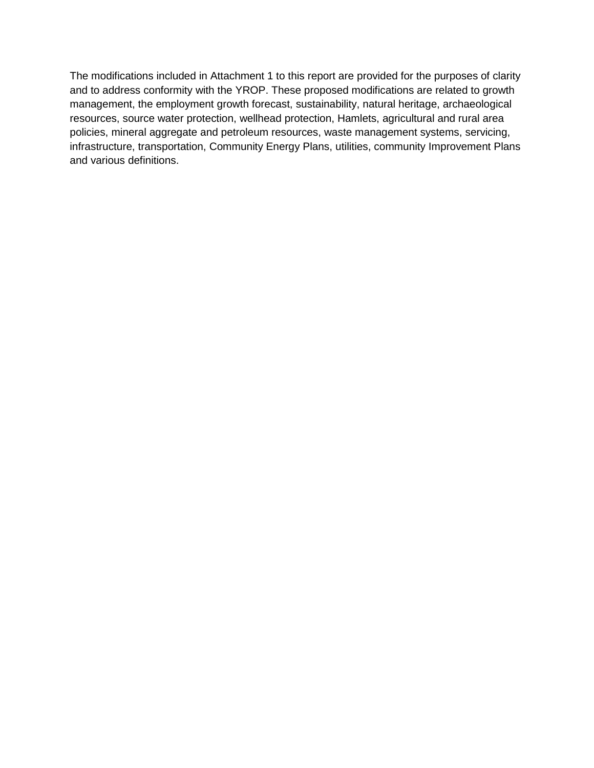The modifications included in Attachment 1 to this report are provided for the purposes of clarity and to address conformity with the YROP. These proposed modifications are related to growth management, the employment growth forecast, sustainability, natural heritage, archaeological resources, source water protection, wellhead protection, Hamlets, agricultural and rural area policies, mineral aggregate and petroleum resources, waste management systems, servicing, infrastructure, transportation, Community Energy Plans, utilities, community Improvement Plans and various definitions.